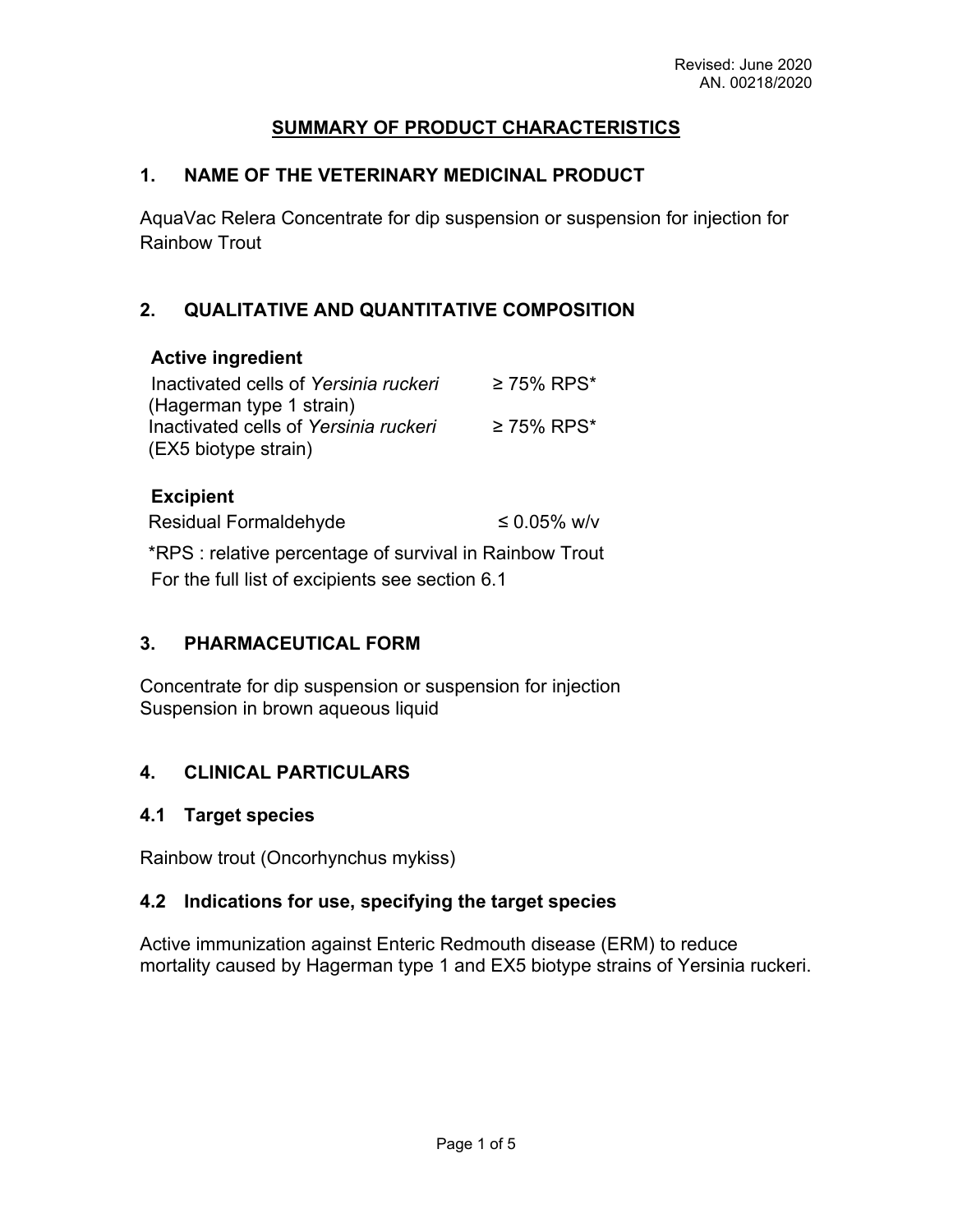Revised: June 2020
AN. 00218/2020

# SUMMARY OF PRODUCT CHARACTERISTICS

## 1. NAME OF THE VETERINARY MEDICINAL PRODUCT

AquaVac Relera Concentrate for dip suspension or suspension for injection for Rainbow Trout

## 2. QUALITATIVE AND QUANTITATIVE COMPOSITION

**Active ingredient**

| | |
|---|---|
| Inactivated cells of *Yersinia ruckeri* (Hagerman type 1 strain) | ≥ 75% RPS* |
| Inactivated cells of *Yersinia ruckeri* (EX5 biotype strain) | ≥ 75% RPS* |

**Excipient**

| | |
|---|---|
| Residual Formaldehyde | ≤ 0.05% w/v |

*RPS : relative percentage of survival in Rainbow Trout

For the full list of excipients see section 6.1

## 3. PHARMACEUTICAL FORM

Concentrate for dip suspension or suspension for injection
Suspension in brown aqueous liquid

## 4. CLINICAL PARTICULARS

### 4.1 Target species

Rainbow trout (Oncorhynchus mykiss)

### 4.2 Indications for use, specifying the target species

Active immunization against Enteric Redmouth disease (ERM) to reduce mortality caused by Hagerman type 1 and EX5 biotype strains of Yersinia ruckeri.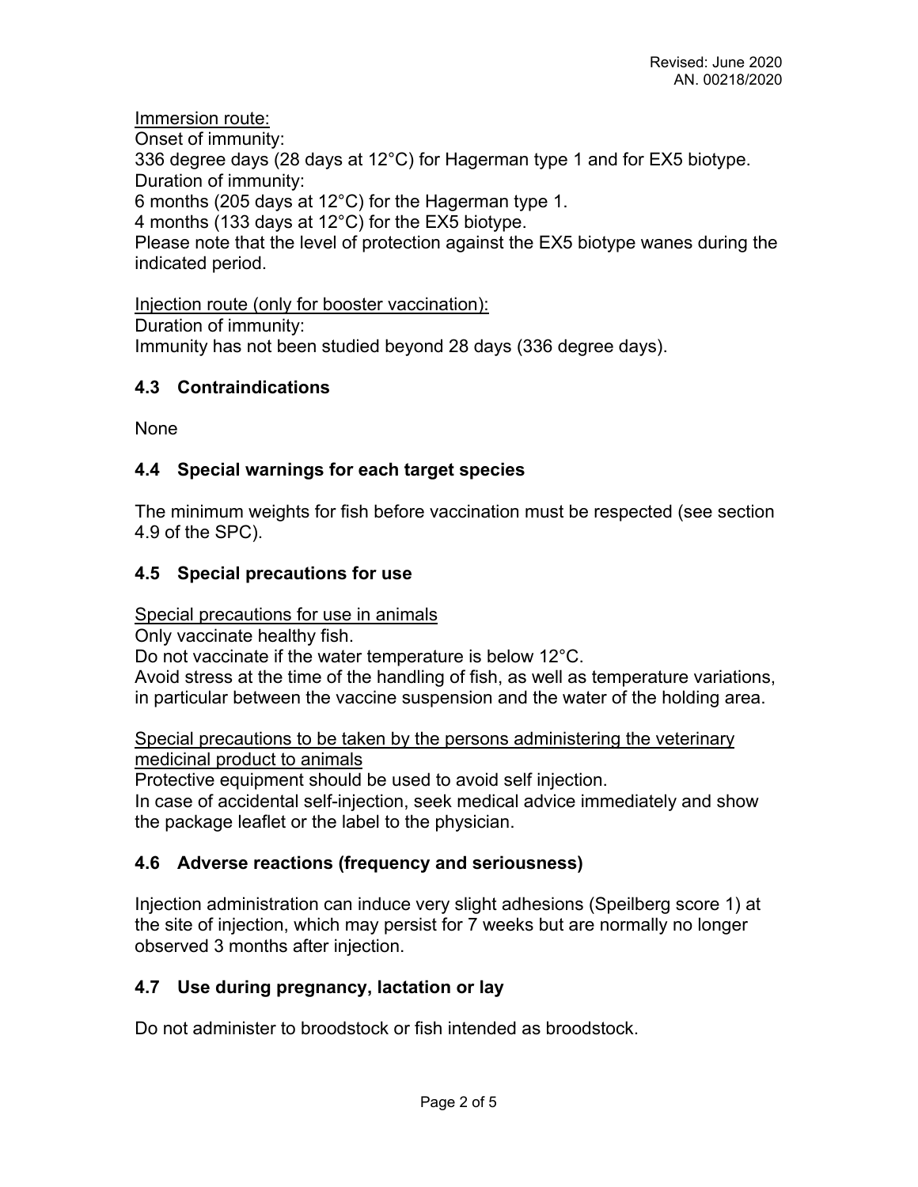Immersion route:

Onset of immunity:

336 degree days (28 days at 12°C) for Hagerman type 1 and for EX5 biotype.

Duration of immunity:

6 months (205 days at 12°C) for the Hagerman type 1.

4 months (133 days at 12°C) for the EX5 biotype.

Please note that the level of protection against the EX5 biotype wanes during the indicated period.

Injection route (only for booster vaccination):

Duration of immunity:

Immunity has not been studied beyond 28 days (336 degree days).

## 4.3 Contraindications

None

## 4.4 Special warnings for each target species

The minimum weights for fish before vaccination must be respected (see section 4.9 of the SPC).

## 4.5 Special precautions for use

Special precautions for use in animals

Only vaccinate healthy fish.

Do not vaccinate if the water temperature is below 12°C.

Avoid stress at the time of the handling of fish, as well as temperature variations, in particular between the vaccine suspension and the water of the holding area.

Special precautions to be taken by the persons administering the veterinary medicinal product to animals

Protective equipment should be used to avoid self injection.

In case of accidental self-injection, seek medical advice immediately and show the package leaflet or the label to the physician.

## 4.6 Adverse reactions (frequency and seriousness)

Injection administration can induce very slight adhesions (Speilberg score 1) at the site of injection, which may persist for 7 weeks but are normally no longer observed 3 months after injection.

## 4.7 Use during pregnancy, lactation or lay

Do not administer to broodstock or fish intended as broodstock.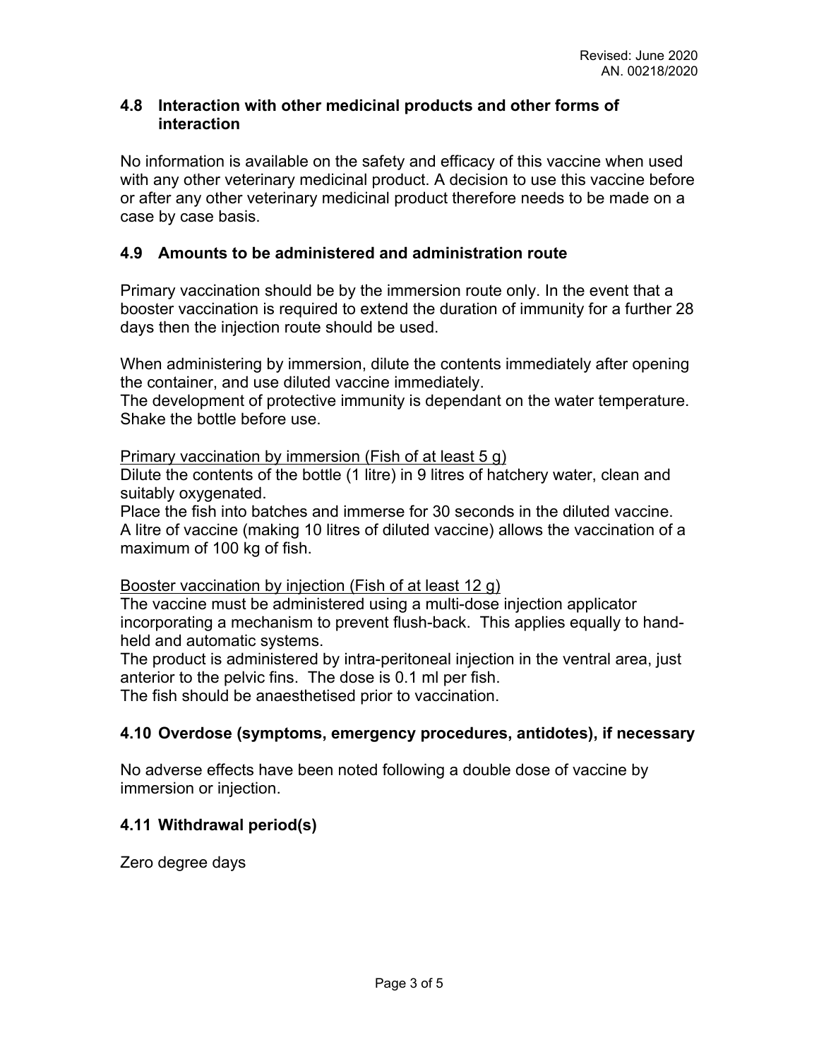### 4.8 Interaction with other medicinal products and other forms of interaction

No information is available on the safety and efficacy of this vaccine when used with any other veterinary medicinal product. A decision to use this vaccine before or after any other veterinary medicinal product therefore needs to be made on a case by case basis.

### 4.9 Amounts to be administered and administration route

Primary vaccination should be by the immersion route only. In the event that a booster vaccination is required to extend the duration of immunity for a further 28 days then the injection route should be used.

When administering by immersion, dilute the contents immediately after opening the container, and use diluted vaccine immediately.
The development of protective immunity is dependant on the water temperature. Shake the bottle before use.

<u>Primary vaccination by immersion (Fish of at least 5 g)</u>
Dilute the contents of the bottle (1 litre) in 9 litres of hatchery water, clean and suitably oxygenated.
Place the fish into batches and immerse for 30 seconds in the diluted vaccine.
A litre of vaccine (making 10 litres of diluted vaccine) allows the vaccination of a maximum of 100 kg of fish.

<u>Booster vaccination by injection (Fish of at least 12 g)</u>
The vaccine must be administered using a multi-dose injection applicator incorporating a mechanism to prevent flush-back. This applies equally to hand-held and automatic systems.
The product is administered by intra-peritoneal injection in the ventral area, just anterior to the pelvic fins. The dose is 0.1 ml per fish.
The fish should be anaesthetised prior to vaccination.

### 4.10 Overdose (symptoms, emergency procedures, antidotes), if necessary

No adverse effects have been noted following a double dose of vaccine by immersion or injection.

### 4.11 Withdrawal period(s)

Zero degree days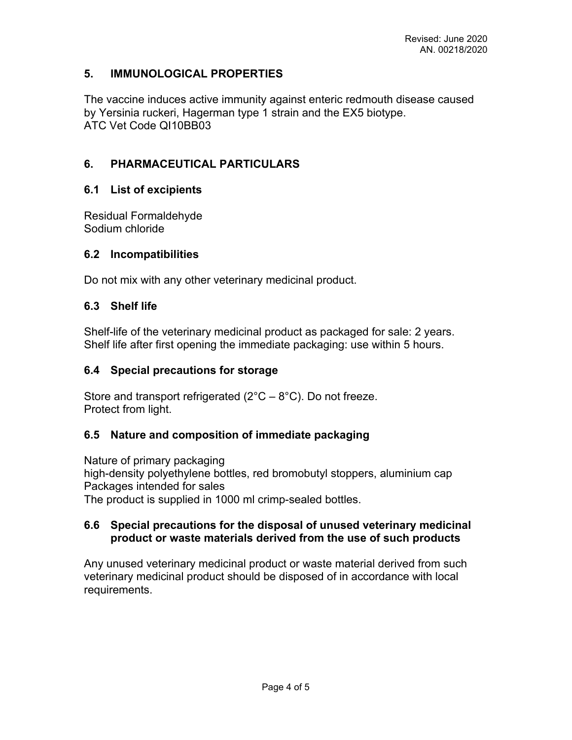## 5. IMMUNOLOGICAL PROPERTIES

The vaccine induces active immunity against enteric redmouth disease caused by Yersinia ruckeri, Hagerman type 1 strain and the EX5 biotype.
ATC Vet Code QI10BB03

## 6. PHARMACEUTICAL PARTICULARS

### 6.1 List of excipients

Residual Formaldehyde
Sodium chloride

### 6.2 Incompatibilities

Do not mix with any other veterinary medicinal product.

### 6.3 Shelf life

Shelf-life of the veterinary medicinal product as packaged for sale: 2 years.
Shelf life after first opening the immediate packaging: use within 5 hours.

### 6.4 Special precautions for storage

Store and transport refrigerated (2°C – 8°C). Do not freeze.
Protect from light.

### 6.5 Nature and composition of immediate packaging

Nature of primary packaging
high-density polyethylene bottles, red bromobutyl stoppers, aluminium cap
Packages intended for sales
The product is supplied in 1000 ml crimp-sealed bottles.

### 6.6 Special precautions for the disposal of unused veterinary medicinal product or waste materials derived from the use of such products

Any unused veterinary medicinal product or waste material derived from such veterinary medicinal product should be disposed of in accordance with local requirements.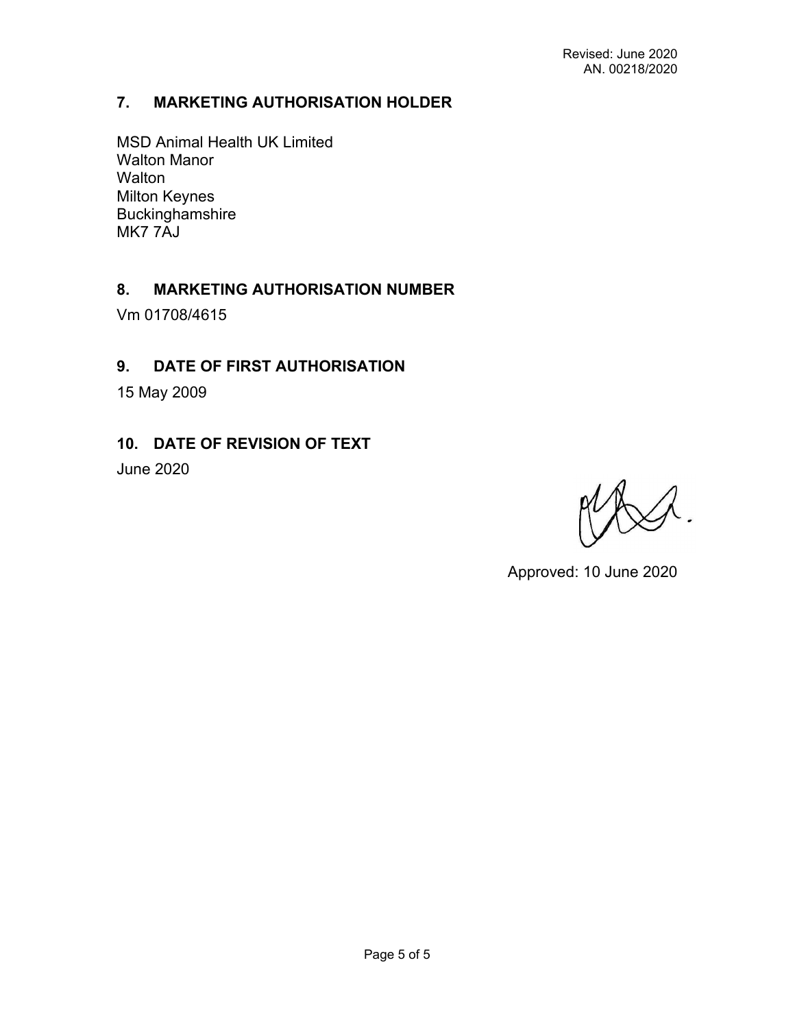Revised: June 2020
AN. 00218/2020

## 7. MARKETING AUTHORISATION HOLDER

MSD Animal Health UK Limited
Walton Manor
Walton
Milton Keynes
Buckinghamshire
MK7 7AJ

## 8. MARKETING AUTHORISATION NUMBER

Vm 01708/4615

## 9. DATE OF FIRST AUTHORISATION

15 May 2009

## 10. DATE OF REVISION OF TEXT

June 2020

Approved: 10 June 2020